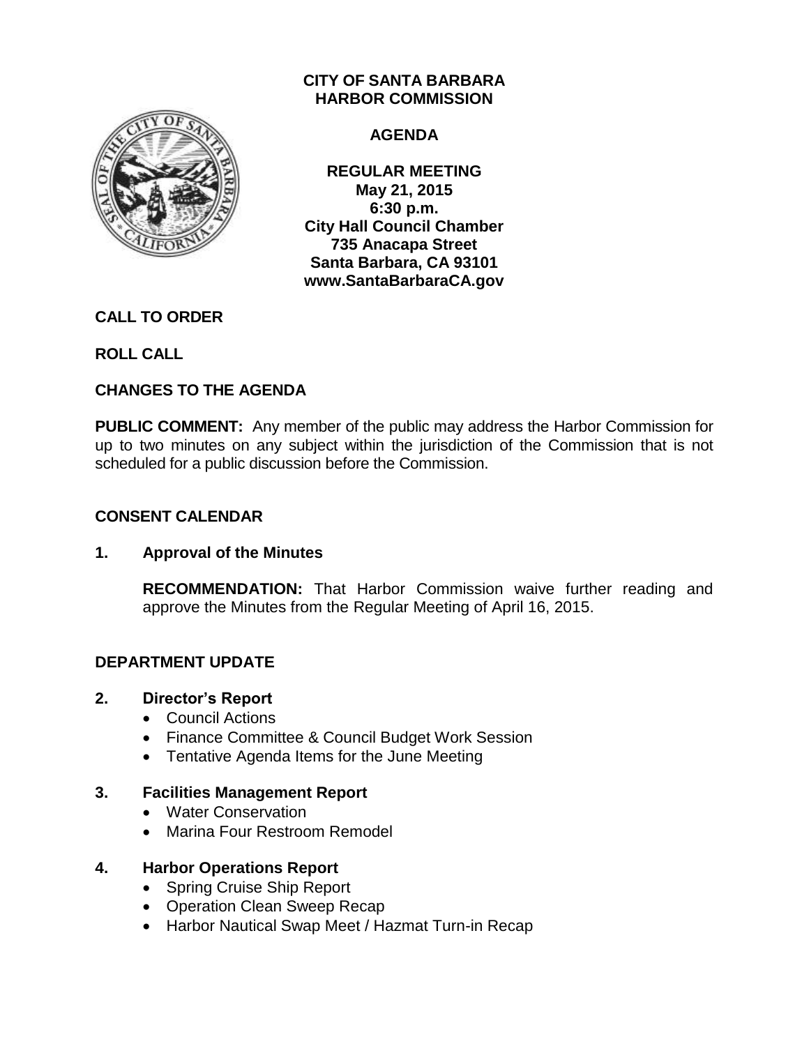# CITY OF SANTA BARBARA HARBOR COMMISSION

## AGENDA

**REGULAR MEETING**
**May 21, 2015**
**6:30 p.m.**
**City Hall Council Chamber**
**735 Anacapa Street**
**Santa Barbara, CA 93101**
**www.SantaBarbaraCA.gov**

**CALL TO ORDER**

**ROLL CALL**

**CHANGES TO THE AGENDA**

**PUBLIC COMMENT:** Any member of the public may address the Harbor Commission for up to two minutes on any subject within the jurisdiction of the Commission that is not scheduled for a public discussion before the Commission.

**CONSENT CALENDAR**

**1. Approval of the Minutes**

**RECOMMENDATION:** That Harbor Commission waive further reading and approve the Minutes from the Regular Meeting of April 16, 2015.

**DEPARTMENT UPDATE**

**2. Director's Report**

- Council Actions
- Finance Committee & Council Budget Work Session
- Tentative Agenda Items for the June Meeting

**3. Facilities Management Report**

- Water Conservation
- Marina Four Restroom Remodel

**4. Harbor Operations Report**

- Spring Cruise Ship Report
- Operation Clean Sweep Recap
- Harbor Nautical Swap Meet / Hazmat Turn-in Recap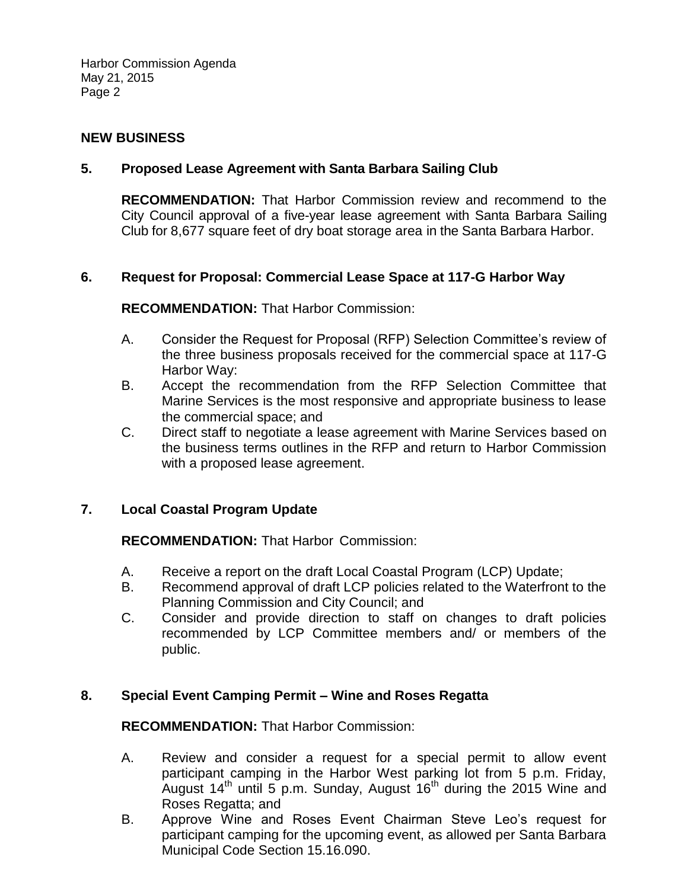## NEW BUSINESS

### 5. Proposed Lease Agreement with Santa Barbara Sailing Club

**RECOMMENDATION:** That Harbor Commission review and recommend to the City Council approval of a five-year lease agreement with Santa Barbara Sailing Club for 8,677 square feet of dry boat storage area in the Santa Barbara Harbor.

### 6. Request for Proposal: Commercial Lease Space at 117-G Harbor Way

**RECOMMENDATION:** That Harbor Commission:

A. Consider the Request for Proposal (RFP) Selection Committee's review of the three business proposals received for the commercial space at 117-G Harbor Way:

B. Accept the recommendation from the RFP Selection Committee that Marine Services is the most responsive and appropriate business to lease the commercial space; and

C. Direct staff to negotiate a lease agreement with Marine Services based on the business terms outlines in the RFP and return to Harbor Commission with a proposed lease agreement.

### 7. Local Coastal Program Update

**RECOMMENDATION:** That Harbor Commission:

A. Receive a report on the draft Local Coastal Program (LCP) Update;

B. Recommend approval of draft LCP policies related to the Waterfront to the Planning Commission and City Council; and

C. Consider and provide direction to staff on changes to draft policies recommended by LCP Committee members and/ or members of the public.

### 8. Special Event Camping Permit – Wine and Roses Regatta

**RECOMMENDATION:** That Harbor Commission:

A. Review and consider a request for a special permit to allow event participant camping in the Harbor West parking lot from 5 p.m. Friday, August 14th until 5 p.m. Sunday, August 16th during the 2015 Wine and Roses Regatta; and

B. Approve Wine and Roses Event Chairman Steve Leo's request for participant camping for the upcoming event, as allowed per Santa Barbara Municipal Code Section 15.16.090.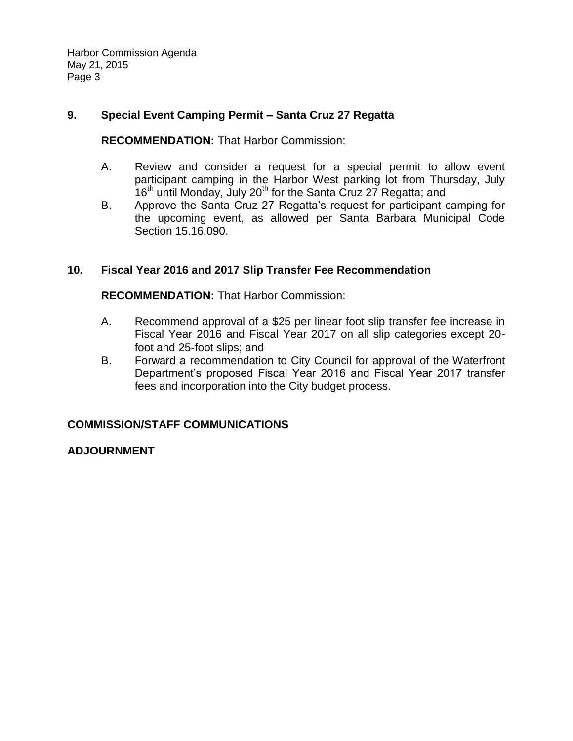## 9. Special Event Camping Permit – Santa Cruz 27 Regatta

**RECOMMENDATION:** That Harbor Commission:

A. Review and consider a request for a special permit to allow event participant camping in the Harbor West parking lot from Thursday, July 16th until Monday, July 20th for the Santa Cruz 27 Regatta; and

B. Approve the Santa Cruz 27 Regatta's request for participant camping for the upcoming event, as allowed per Santa Barbara Municipal Code Section 15.16.090.

## 10. Fiscal Year 2016 and 2017 Slip Transfer Fee Recommendation

**RECOMMENDATION:** That Harbor Commission:

A. Recommend approval of a $25 per linear foot slip transfer fee increase in Fiscal Year 2016 and Fiscal Year 2017 on all slip categories except 20-foot and 25-foot slips; and

B. Forward a recommendation to City Council for approval of the Waterfront Department's proposed Fiscal Year 2016 and Fiscal Year 2017 transfer fees and incorporation into the City budget process.

## COMMISSION/STAFF COMMUNICATIONS

## ADJOURNMENT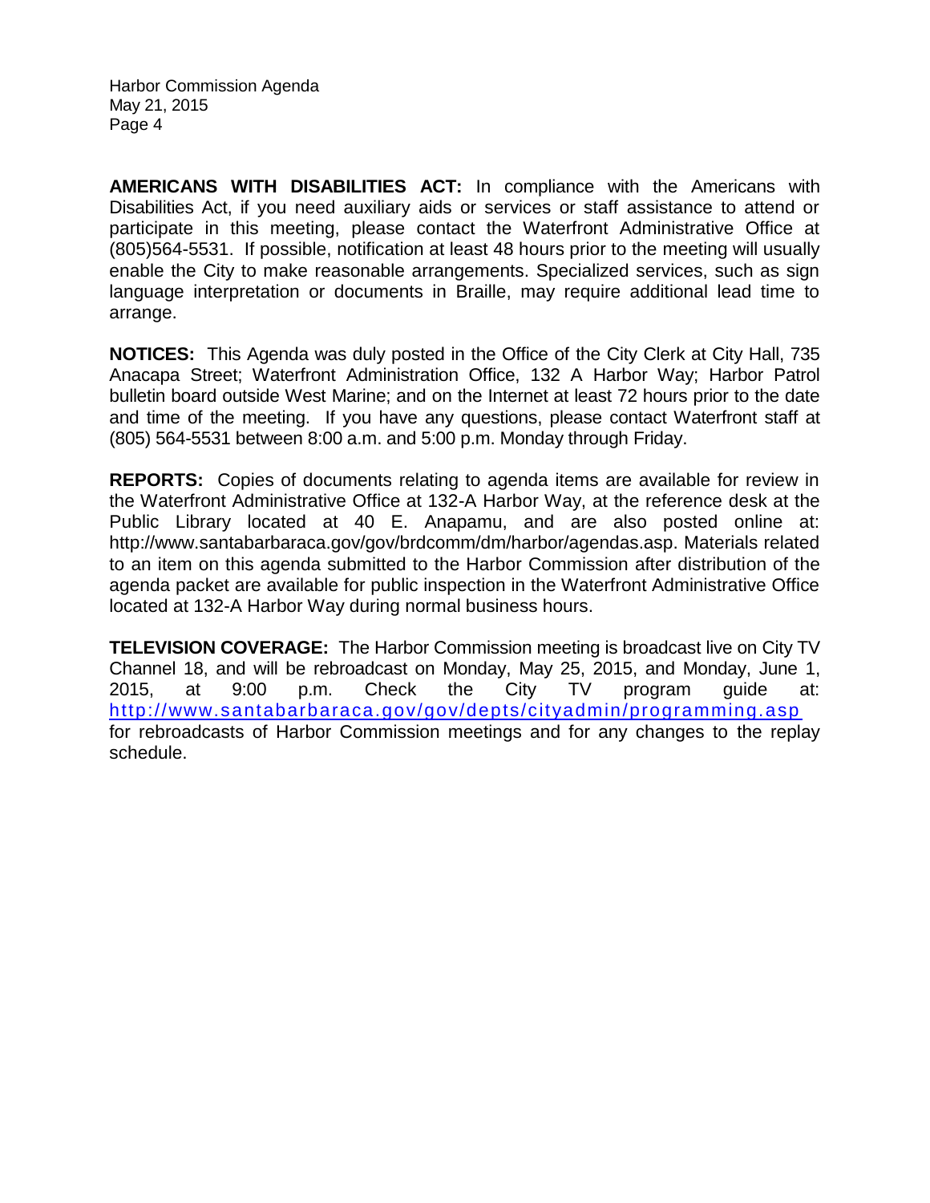**AMERICANS WITH DISABILITIES ACT:** In compliance with the Americans with Disabilities Act, if you need auxiliary aids or services or staff assistance to attend or participate in this meeting, please contact the Waterfront Administrative Office at (805)564-5531. If possible, notification at least 48 hours prior to the meeting will usually enable the City to make reasonable arrangements. Specialized services, such as sign language interpretation or documents in Braille, may require additional lead time to arrange.

**NOTICES:** This Agenda was duly posted in the Office of the City Clerk at City Hall, 735 Anacapa Street; Waterfront Administration Office, 132 A Harbor Way; Harbor Patrol bulletin board outside West Marine; and on the Internet at least 72 hours prior to the date and time of the meeting. If you have any questions, please contact Waterfront staff at (805) 564-5531 between 8:00 a.m. and 5:00 p.m. Monday through Friday.

**REPORTS:** Copies of documents relating to agenda items are available for review in the Waterfront Administrative Office at 132-A Harbor Way, at the reference desk at the Public Library located at 40 E. Anapamu, and are also posted online at: http://www.santabarbaraca.gov/gov/brdcomm/dm/harbor/agendas.asp. Materials related to an item on this agenda submitted to the Harbor Commission after distribution of the agenda packet are available for public inspection in the Waterfront Administrative Office located at 132-A Harbor Way during normal business hours.

**TELEVISION COVERAGE:** The Harbor Commission meeting is broadcast live on City TV Channel 18, and will be rebroadcast on Monday, May 25, 2015, and Monday, June 1, 2015, at 9:00 p.m. Check the City TV program guide at: http://www.santabarbaraca.gov/gov/depts/cityadmin/programming.asp for rebroadcasts of Harbor Commission meetings and for any changes to the replay schedule.